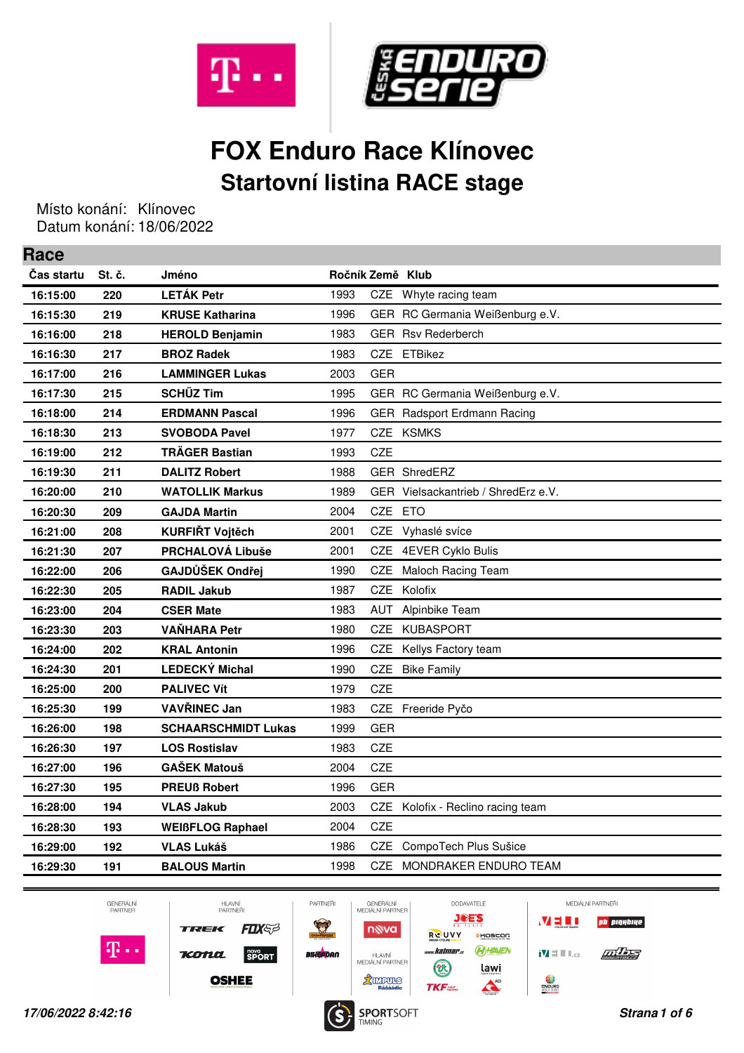# FOX Enduro Race Klínovec

## Startovní listina RACE stage

Místo konání: Klínovec
Datum konání: 18/06/2022

### Race

| Čas startu | St. č. | Jméno | Ročník | Země | Klub |
|---|---|---|---|---|---|
| 16:15:00 | 220 | **LETÁK Petr** | 1993 | CZE | Whyte racing team |
| 16:15:30 | 219 | **KRUSE Katharina** | 1996 | GER | RC Germania Weißenburg e.V. |
| 16:16:00 | 218 | **HEROLD Benjamin** | 1983 | GER | Rsv Rederberch |
| 16:16:30 | 217 | **BROZ Radek** | 1983 | CZE | ETBikez |
| 16:17:00 | 216 | **LAMMINGER Lukas** | 2003 | GER | |
| 16:17:30 | 215 | **SCHÜZ Tim** | 1995 | GER | RC Germania Weißenburg e.V. |
| 16:18:00 | 214 | **ERDMANN Pascal** | 1996 | GER | Radsport Erdmann Racing |
| 16:18:30 | 213 | **SVOBODA Pavel** | 1977 | CZE | KSMKS |
| 16:19:00 | 212 | **TRÄGER Bastian** | 1993 | CZE | |
| 16:19:30 | 211 | **DALITZ Robert** | 1988 | GER | ShredERZ |
| 16:20:00 | 210 | **WATOLLIK Markus** | 1989 | GER | Vielsackantrieb / ShredErz e.V. |
| 16:20:30 | 209 | **GAJDA Martin** | 2004 | CZE | ETO |
| 16:21:00 | 208 | **KURFIŘT Vojtěch** | 2001 | CZE | Vyhaslé svíce |
| 16:21:30 | 207 | **PRCHALOVÁ Libuše** | 2001 | CZE | 4EVER Cyklo Bulis |
| 16:22:00 | 206 | **GAJDŮŠEK Ondřej** | 1990 | CZE | Maloch Racing Team |
| 16:22:30 | 205 | **RADIL Jakub** | 1987 | CZE | Kolofix |
| 16:23:00 | 204 | **CSER Mate** | 1983 | AUT | Alpinbike Team |
| 16:23:30 | 203 | **VAŇHARA Petr** | 1980 | CZE | KUBASPORT |
| 16:24:00 | 202 | **KRAL Antonin** | 1996 | CZE | Kellys Factory team |
| 16:24:30 | 201 | **LEDECKÝ Michal** | 1990 | CZE | Bike Family |
| 16:25:00 | 200 | **PALIVEC Vít** | 1979 | CZE | |
| 16:25:30 | 199 | **VAVŘINEC Jan** | 1983 | CZE | Freeride Pyčo |
| 16:26:00 | 198 | **SCHAARSCHMIDT Lukas** | 1999 | GER | |
| 16:26:30 | 197 | **LOS Rostislav** | 1983 | CZE | |
| 16:27:00 | 196 | **GAŠEK Matouš** | 2004 | CZE | |
| 16:27:30 | 195 | **PREUß Robert** | 1996 | GER | |
| 16:28:00 | 194 | **VLAS Jakub** | 2003 | CZE | Kolofix - Reclino racing team |
| 16:28:30 | 193 | **WEIßFLOG Raphael** | 2004 | CZE | |
| 16:29:00 | 192 | **VLAS Lukáš** | 1986 | CZE | CompoTech Plus Sušice |
| 16:29:30 | 191 | **BALOUS Martin** | 1998 | CZE | MONDRAKER ENDURO TEAM |

*17/06/2022 8:42:16*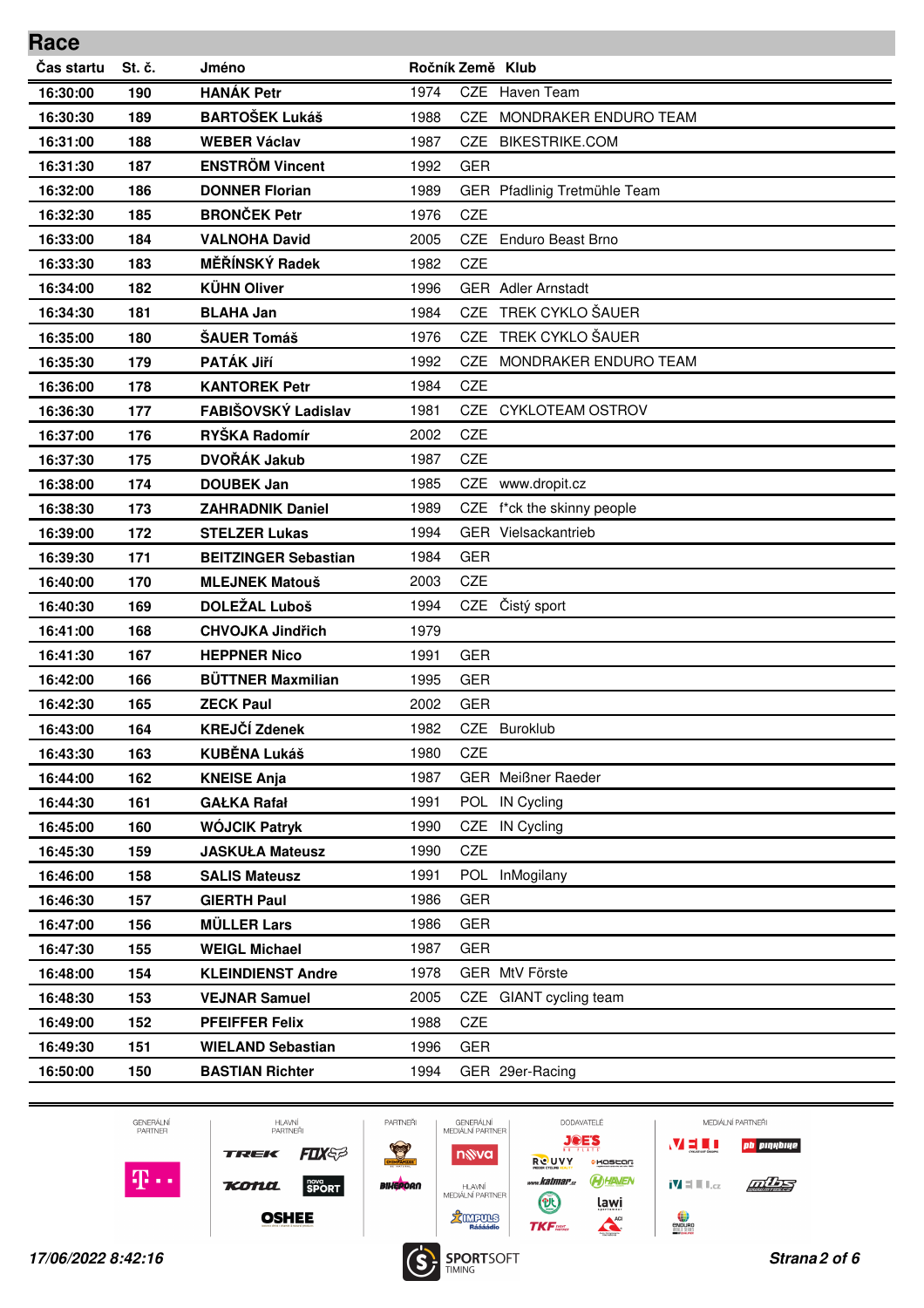## Race

| Čas startu | St. č. | Jméno | Ročník | Země | Klub |
|---|---|---|---|---|---|
| 16:30:00 | 190 | **HANÁK Petr** | 1974 | CZE | Haven Team |
| 16:30:30 | 189 | **BARTOŠEK Lukáš** | 1988 | CZE | MONDRAKER ENDURO TEAM |
| 16:31:00 | 188 | **WEBER Václav** | 1987 | CZE | BIKESTRIKE.COM |
| 16:31:30 | 187 | **ENSTRÖM Vincent** | 1992 | GER | |
| 16:32:00 | 186 | **DONNER Florian** | 1989 | GER | Pfadlinig Tretmühle Team |
| 16:32:30 | 185 | **BRONČEK Petr** | 1976 | CZE | |
| 16:33:00 | 184 | **VALNOHA David** | 2005 | CZE | Enduro Beast Brno |
| 16:33:30 | 183 | **MĚŘÍNSKÝ Radek** | 1982 | CZE | |
| 16:34:00 | 182 | **KÜHN Oliver** | 1996 | GER | Adler Arnstadt |
| 16:34:30 | 181 | **BLAHA Jan** | 1984 | CZE | TREK CYKLO ŠAUER |
| 16:35:00 | 180 | **ŠAUER Tomáš** | 1976 | CZE | TREK CYKLO ŠAUER |
| 16:35:30 | 179 | **PATÁK Jiří** | 1992 | CZE | MONDRAKER ENDURO TEAM |
| 16:36:00 | 178 | **KANTOREK Petr** | 1984 | CZE | |
| 16:36:30 | 177 | **FABIŠOVSKÝ Ladislav** | 1981 | CZE | CYKLOTEAM OSTROV |
| 16:37:00 | 176 | **RYŠKA Radomír** | 2002 | CZE | |
| 16:37:30 | 175 | **DVOŘÁK Jakub** | 1987 | CZE | |
| 16:38:00 | 174 | **DOUBEK Jan** | 1985 | CZE | www.dropit.cz |
| 16:38:30 | 173 | **ZAHRADNIK Daniel** | 1989 | CZE | f*ck the skinny people |
| 16:39:00 | 172 | **STELZER Lukas** | 1994 | GER | Vielsackantrieb |
| 16:39:30 | 171 | **BEITZINGER Sebastian** | 1984 | GER | |
| 16:40:00 | 170 | **MLEJNEK Matouš** | 2003 | CZE | |
| 16:40:30 | 169 | **DOLEŽAL Luboš** | 1994 | CZE | Čistý sport |
| 16:41:00 | 168 | **CHVOJKA Jindřich** | 1979 | | |
| 16:41:30 | 167 | **HEPPNER Nico** | 1991 | GER | |
| 16:42:00 | 166 | **BÜTTNER Maxmilian** | 1995 | GER | |
| 16:42:30 | 165 | **ZECK Paul** | 2002 | GER | |
| 16:43:00 | 164 | **KREJČÍ Zdenek** | 1982 | CZE | Buroklub |
| 16:43:30 | 163 | **KUBĚNA Lukáš** | 1980 | CZE | |
| 16:44:00 | 162 | **KNEISE Anja** | 1987 | GER | Meißner Raeder |
| 16:44:30 | 161 | **GAŁKA Rafał** | 1991 | POL | IN Cycling |
| 16:45:00 | 160 | **WÓJCIK Patryk** | 1990 | CZE | IN Cycling |
| 16:45:30 | 159 | **JASKUŁA Mateusz** | 1990 | CZE | |
| 16:46:00 | 158 | **SALIS Mateusz** | 1991 | POL | InMogilany |
| 16:46:30 | 157 | **GIERTH Paul** | 1986 | GER | |
| 16:47:00 | 156 | **MÜLLER Lars** | 1986 | GER | |
| 16:47:30 | 155 | **WEIGL Michael** | 1987 | GER | |
| 16:48:00 | 154 | **KLEINDIENST Andre** | 1978 | GER | MtV Förste |
| 16:48:30 | 153 | **VEJNAR Samuel** | 2005 | CZE | GIANT cycling team |
| 16:49:00 | 152 | **PFEIFFER Felix** | 1988 | CZE | |
| 16:49:30 | 151 | **WIELAND Sebastian** | 1996 | GER | |
| 16:50:00 | 150 | **BASTIAN Richter** | 1994 | GER | 29er-Racing |

*17/06/2022 8:42:16*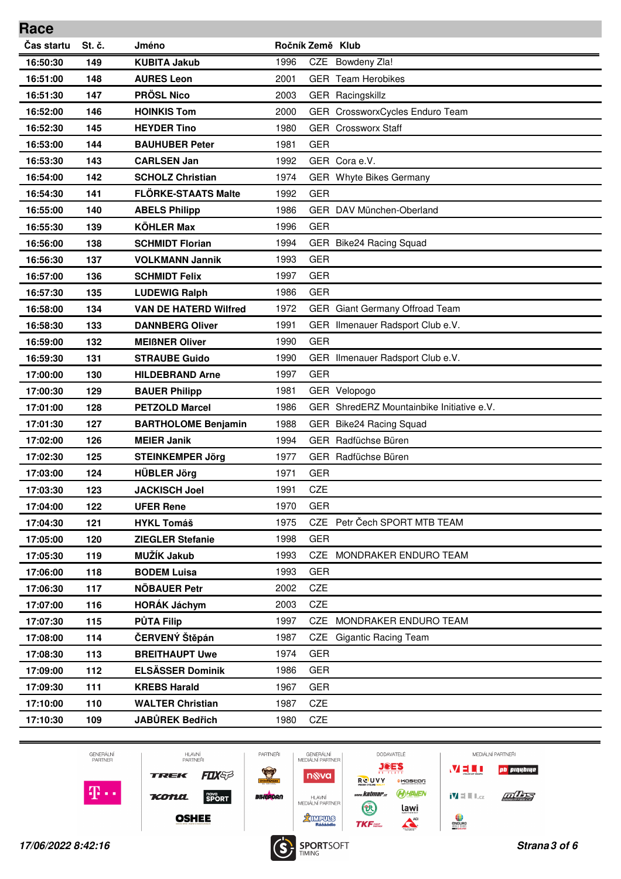# Race

| Čas startu | St. č. | Jméno | Ročník | Země | Klub |
|---|---|---|---|---|---|
| 16:50:30 | 149 | KUBITA Jakub | 1996 | CZE | Bowdeny Zla! |
| 16:51:00 | 148 | AURES Leon | 2001 | GER | Team Herobikes |
| 16:51:30 | 147 | PRÖSL Nico | 2003 | GER | Racingskillz |
| 16:52:00 | 146 | HOINKIS Tom | 2000 | GER | CrossworxCycles Enduro Team |
| 16:52:30 | 145 | HEYDER Tino | 1980 | GER | Crossworx Staff |
| 16:53:00 | 144 | BAUHUBER Peter | 1981 | GER | |
| 16:53:30 | 143 | CARLSEN Jan | 1992 | GER | Cora e.V. |
| 16:54:00 | 142 | SCHOLZ Christian | 1974 | GER | Whyte Bikes Germany |
| 16:54:30 | 141 | FLÖRKE-STAATS Malte | 1992 | GER | |
| 16:55:00 | 140 | ABELS Philipp | 1986 | GER | DAV München-Oberland |
| 16:55:30 | 139 | KÖHLER Max | 1996 | GER | |
| 16:56:00 | 138 | SCHMIDT Florian | 1994 | GER | Bike24 Racing Squad |
| 16:56:30 | 137 | VOLKMANN Jannik | 1993 | GER | |
| 16:57:00 | 136 | SCHMIDT Felix | 1997 | GER | |
| 16:57:30 | 135 | LUDEWIG Ralph | 1986 | GER | |
| 16:58:00 | 134 | VAN DE HATERD Wilfred | 1972 | GER | Giant Germany Offroad Team |
| 16:58:30 | 133 | DANNBERG Oliver | 1991 | GER | Ilmenauer Radsport Club e.V. |
| 16:59:00 | 132 | MEIßNER Oliver | 1990 | GER | |
| 16:59:30 | 131 | STRAUBE Guido | 1990 | GER | Ilmenauer Radsport Club e.V. |
| 17:00:00 | 130 | HILDEBRAND Arne | 1997 | GER | |
| 17:00:30 | 129 | BAUER Philipp | 1981 | GER | Velopogo |
| 17:01:00 | 128 | PETZOLD Marcel | 1986 | GER | ShredERZ Mountainbike Initiative e.V. |
| 17:01:30 | 127 | BARTHOLOME Benjamin | 1988 | GER | Bike24 Racing Squad |
| 17:02:00 | 126 | MEIER Janik | 1994 | GER | Radfüchse Büren |
| 17:02:30 | 125 | STEINKEMPER Jörg | 1977 | GER | Radfüchse Büren |
| 17:03:00 | 124 | HÜBLER Jörg | 1971 | GER | |
| 17:03:30 | 123 | JACKISCH Joel | 1991 | CZE | |
| 17:04:00 | 122 | UFER Rene | 1970 | GER | |
| 17:04:30 | 121 | HYKL Tomáš | 1975 | CZE | Petr Čech SPORT MTB TEAM |
| 17:05:00 | 120 | ZIEGLER Stefanie | 1998 | GER | |
| 17:05:30 | 119 | MUŽÍK Jakub | 1993 | CZE | MONDRAKER ENDURO TEAM |
| 17:06:00 | 118 | BODEM Luisa | 1993 | GER | |
| 17:06:30 | 117 | NÖBAUER Petr | 2002 | CZE | |
| 17:07:00 | 116 | HORÁK Jáchym | 2003 | CZE | |
| 17:07:30 | 115 | PŮTA Filip | 1997 | CZE | MONDRAKER ENDURO TEAM |
| 17:08:00 | 114 | ČERVENÝ Štěpán | 1987 | CZE | Gigantic Racing Team |
| 17:08:30 | 113 | BREITHAUPT Uwe | 1974 | GER | |
| 17:09:00 | 112 | ELSÄSSER Dominik | 1986 | GER | |
| 17:09:30 | 111 | KREBS Harald | 1967 | GER | |
| 17:10:00 | 110 | WALTER Christian | 1987 | CZE | |
| 17:10:30 | 109 | JABŮREK Bedřich | 1980 | CZE | |

GENERÁLNÍ PARTNER | HLAVNÍ PARTNEŘI | PARTNEŘI | GENERÁLNÍ MEDIÁLNÍ PARTNER | HLAVNÍ MEDIÁLNÍ PARTNER | DODAVATELÉ | MEDIÁLNÍ PARTNEŘI

*17/06/2022 8:42:16*

SPORTSOFT TIMING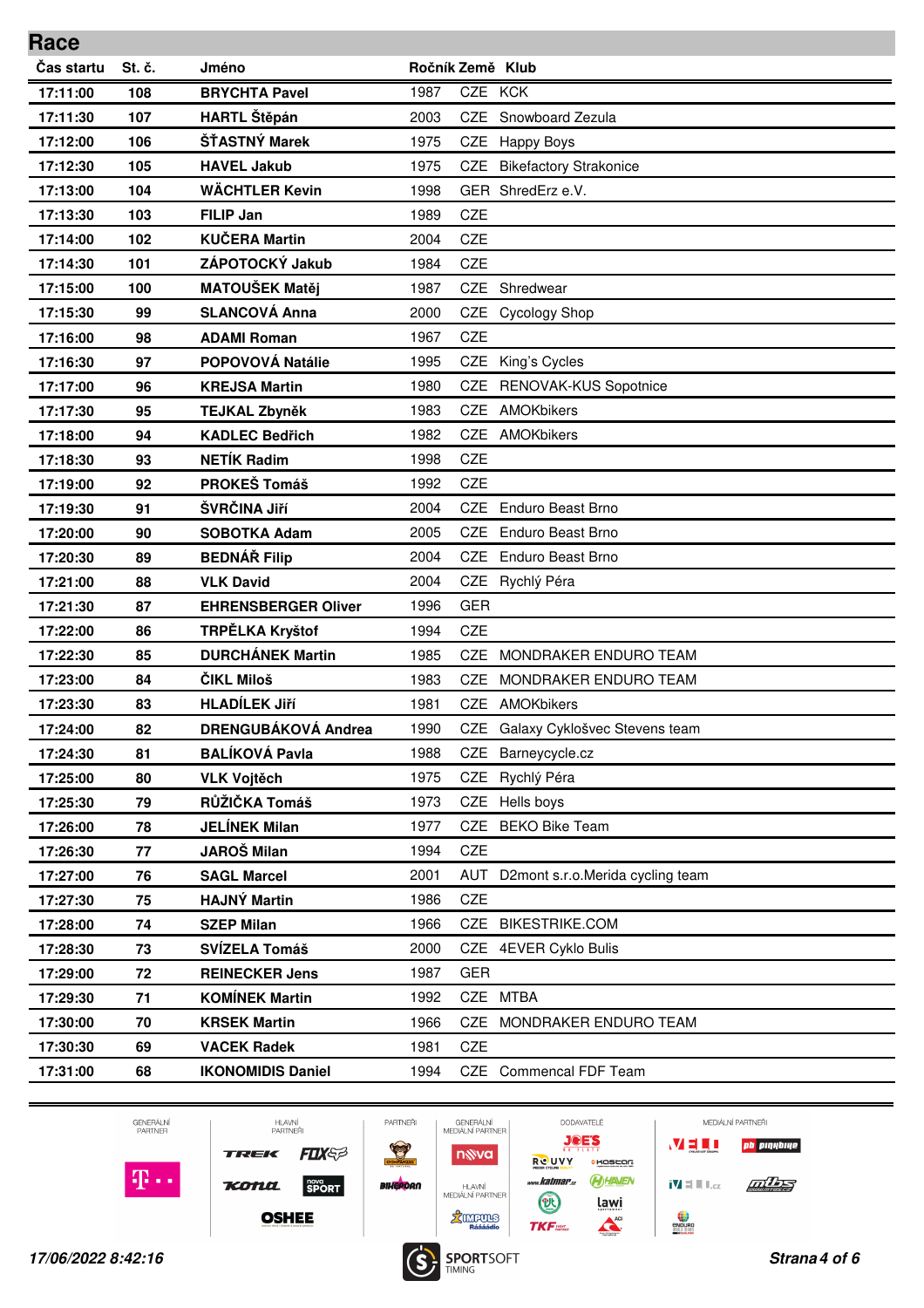## Race

| Čas startu | St. č. | Jméno | Ročník | Země | Klub |
|---|---|---|---|---|---|
| 17:11:00 | 108 | BRYCHTA Pavel | 1987 | CZE | KCK |
| 17:11:30 | 107 | HARTL Štěpán | 2003 | CZE | Snowboard Zezula |
| 17:12:00 | 106 | ŠŤASTNÝ Marek | 1975 | CZE | Happy Boys |
| 17:12:30 | 105 | HAVEL Jakub | 1975 | CZE | Bikefactory Strakonice |
| 17:13:00 | 104 | WÄCHTLER Kevin | 1998 | GER | ShredErz e.V. |
| 17:13:30 | 103 | FILIP Jan | 1989 | CZE | |
| 17:14:00 | 102 | KUČERA Martin | 2004 | CZE | |
| 17:14:30 | 101 | ZÁPOTOCKÝ Jakub | 1984 | CZE | |
| 17:15:00 | 100 | MATOUŠEK Matěj | 1987 | CZE | Shredwear |
| 17:15:30 | 99 | SLANCOVÁ Anna | 2000 | CZE | Cycology Shop |
| 17:16:00 | 98 | ADAMI Roman | 1967 | CZE | |
| 17:16:30 | 97 | POPOVOVÁ Natálie | 1995 | CZE | King's Cycles |
| 17:17:00 | 96 | KREJSA Martin | 1980 | CZE | RENOVAK-KUS Sopotnice |
| 17:17:30 | 95 | TEJKAL Zbyněk | 1983 | CZE | AMOKbikers |
| 17:18:00 | 94 | KADLEC Bedřich | 1982 | CZE | AMOKbikers |
| 17:18:30 | 93 | NETÍK Radim | 1998 | CZE | |
| 17:19:00 | 92 | PROKEŠ Tomáš | 1992 | CZE | |
| 17:19:30 | 91 | ŠVRČINA Jiří | 2004 | CZE | Enduro Beast Brno |
| 17:20:00 | 90 | SOBOTKA Adam | 2005 | CZE | Enduro Beast Brno |
| 17:20:30 | 89 | BEDNÁŘ Filip | 2004 | CZE | Enduro Beast Brno |
| 17:21:00 | 88 | VLK David | 2004 | CZE | Rychlý Péra |
| 17:21:30 | 87 | EHRENSBERGER Oliver | 1996 | GER | |
| 17:22:00 | 86 | TRPĚLKA Kryštof | 1994 | CZE | |
| 17:22:30 | 85 | DURCHÁNEK Martin | 1985 | CZE | MONDRAKER ENDURO TEAM |
| 17:23:00 | 84 | ČIKL Miloš | 1983 | CZE | MONDRAKER ENDURO TEAM |
| 17:23:30 | 83 | HLADÍLEK Jiří | 1981 | CZE | AMOKbikers |
| 17:24:00 | 82 | DRENGUBÁKOVÁ Andrea | 1990 | CZE | Galaxy Cyklošvec Stevens team |
| 17:24:30 | 81 | BALÍKOVÁ Pavla | 1988 | CZE | Barneycycle.cz |
| 17:25:00 | 80 | VLK Vojtěch | 1975 | CZE | Rychlý Péra |
| 17:25:30 | 79 | RŮŽIČKA Tomáš | 1973 | CZE | Hells boys |
| 17:26:00 | 78 | JELÍNEK Milan | 1977 | CZE | BEKO Bike Team |
| 17:26:30 | 77 | JAROŠ Milan | 1994 | CZE | |
| 17:27:00 | 76 | SAGL Marcel | 2001 | AUT | D2mont s.r.o.Merida cycling team |
| 17:27:30 | 75 | HAJNÝ Martin | 1986 | CZE | |
| 17:28:00 | 74 | SZEP Milan | 1966 | CZE | BIKESTRIKE.COM |
| 17:28:30 | 73 | SVÍZELA Tomáš | 2000 | CZE | 4EVER Cyklo Bulis |
| 17:29:00 | 72 | REINECKER Jens | 1987 | GER | |
| 17:29:30 | 71 | KOMÍNEK Martin | 1992 | CZE | MTBA |
| 17:30:00 | 70 | KRSEK Martin | 1966 | CZE | MONDRAKER ENDURO TEAM |
| 17:30:30 | 69 | VACEK Radek | 1981 | CZE | |
| 17:31:00 | 68 | IKONOMIDIS Daniel | 1994 | CZE | Commencal FDF Team |

*17/06/2022 8:42:16*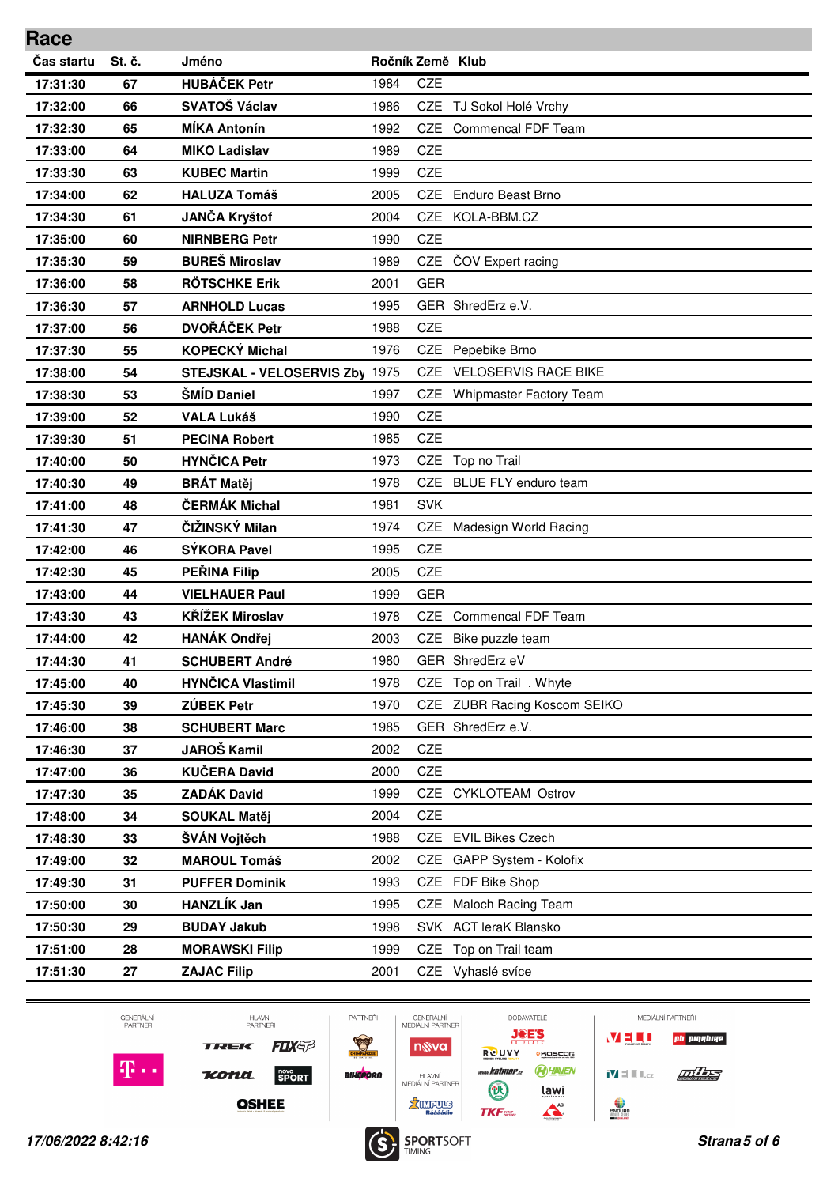## Race

| Čas startu | St. č. | Jméno | Ročník | Země | Klub |
|---|---|---|---|---|---|
| 17:31:30 | 67 | HUBÁČEK Petr | 1984 | CZE | |
| 17:32:00 | 66 | SVATOŠ Václav | 1986 | CZE | TJ Sokol Holé Vrchy |
| 17:32:30 | 65 | MÍKA Antonín | 1992 | CZE | Commencal FDF Team |
| 17:33:00 | 64 | MIKO Ladislav | 1989 | CZE | |
| 17:33:30 | 63 | KUBEC Martin | 1999 | CZE | |
| 17:34:00 | 62 | HALUZA Tomáš | 2005 | CZE | Enduro Beast Brno |
| 17:34:30 | 61 | JANČA Kryštof | 2004 | CZE | KOLA-BBM.CZ |
| 17:35:00 | 60 | NIRNBERG Petr | 1990 | CZE | |
| 17:35:30 | 59 | BUREŠ Miroslav | 1989 | CZE | ČOV Expert racing |
| 17:36:00 | 58 | RÖTSCHKE Erik | 2001 | GER | |
| 17:36:30 | 57 | ARNHOLD Lucas | 1995 | GER | ShredErz e.V. |
| 17:37:00 | 56 | DVOŘÁČEK Petr | 1988 | CZE | |
| 17:37:30 | 55 | KOPECKÝ Michal | 1976 | CZE | Pepebike Brno |
| 17:38:00 | 54 | STEJSKAL - VELOSERVIS Zby | 1975 | CZE | VELOSERVIS RACE BIKE |
| 17:38:30 | 53 | ŠMÍD Daniel | 1997 | CZE | Whipmaster Factory Team |
| 17:39:00 | 52 | VALA Lukáš | 1990 | CZE | |
| 17:39:30 | 51 | PECINA Robert | 1985 | CZE | |
| 17:40:00 | 50 | HYNČICA Petr | 1973 | CZE | Top no Trail |
| 17:40:30 | 49 | BRÁT Matěj | 1978 | CZE | BLUE FLY enduro team |
| 17:41:00 | 48 | ČERMÁK Michal | 1981 | SVK | |
| 17:41:30 | 47 | ČIŽINSKÝ Milan | 1974 | CZE | Madesign World Racing |
| 17:42:00 | 46 | SÝKORA Pavel | 1995 | CZE | |
| 17:42:30 | 45 | PEŘINA Filip | 2005 | CZE | |
| 17:43:00 | 44 | VIELHAUER Paul | 1999 | GER | |
| 17:43:30 | 43 | KŘÍŽEK Miroslav | 1978 | CZE | Commencal FDF Team |
| 17:44:00 | 42 | HANÁK Ondřej | 2003 | CZE | Bike puzzle team |
| 17:44:30 | 41 | SCHUBERT André | 1980 | GER | ShredErz eV |
| 17:45:00 | 40 | HYNČICA Vlastimil | 1978 | CZE | Top on Trail . Whyte |
| 17:45:30 | 39 | ZÚBEK Petr | 1970 | CZE | ZUBR Racing Koscom SEIKO |
| 17:46:00 | 38 | SCHUBERT Marc | 1985 | GER | ShredErz e.V. |
| 17:46:30 | 37 | JAROŠ Kamil | 2002 | CZE | |
| 17:47:00 | 36 | KUČERA David | 2000 | CZE | |
| 17:47:30 | 35 | ZADÁK David | 1999 | CZE | CYKLOTEAM Ostrov |
| 17:48:00 | 34 | SOUKAL Matěj | 2004 | CZE | |
| 17:48:30 | 33 | ŠVÁN Vojtěch | 1988 | CZE | EVIL Bikes Czech |
| 17:49:00 | 32 | MAROUL Tomáš | 2002 | CZE | GAPP System - Kolofix |
| 17:49:30 | 31 | PUFFER Dominik | 1993 | CZE | FDF Bike Shop |
| 17:50:00 | 30 | HANZLÍK Jan | 1995 | CZE | Maloch Racing Team |
| 17:50:30 | 29 | BUDAY Jakub | 1998 | SVK | ACT leraK Blansko |
| 17:51:00 | 28 | MORAWSKI Filip | 1999 | CZE | Top on Trail team |
| 17:51:30 | 27 | ZAJAC Filip | 2001 | CZE | Vyhaslé svíce |

*17/06/2022 8:42:16*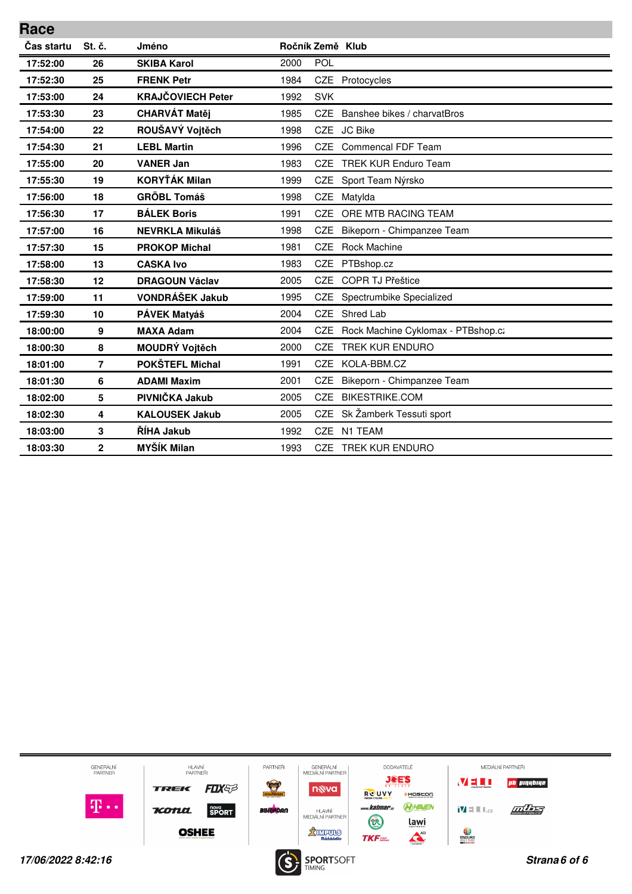## Race

| Čas startu | St. č. | Jméno | Ročník | Země | Klub |
|---|---|---|---|---|---|
| **17:52:00** | **26** | **SKIBA Karol** | 2000 | POL | |
| **17:52:30** | **25** | **FRENK Petr** | 1984 | CZE | Protocycles |
| **17:53:00** | **24** | **KRAJČOVIECH Peter** | 1992 | SVK | |
| **17:53:30** | **23** | **CHARVÁT Matěj** | 1985 | CZE | Banshee bikes / charvatBros |
| **17:54:00** | **22** | **ROUŠAVÝ Vojtěch** | 1998 | CZE | JC Bike |
| **17:54:30** | **21** | **LEBL Martin** | 1996 | CZE | Commencal FDF Team |
| **17:55:00** | **20** | **VANER Jan** | 1983 | CZE | TREK KUR Enduro Team |
| **17:55:30** | **19** | **KORYŤÁK Milan** | 1999 | CZE | Sport Team Nýrsko |
| **17:56:00** | **18** | **GRÖBL Tomáš** | 1998 | CZE | Matylda |
| **17:56:30** | **17** | **BÁLEK Boris** | 1991 | CZE | ORE MTB RACING TEAM |
| **17:57:00** | **16** | **NEVRKLA Mikuláš** | 1998 | CZE | Bikeporn - Chimpanzee Team |
| **17:57:30** | **15** | **PROKOP Michal** | 1981 | CZE | Rock Machine |
| **17:58:00** | **13** | **CASKA Ivo** | 1983 | CZE | PTBshop.cz |
| **17:58:30** | **12** | **DRAGOUN Václav** | 2005 | CZE | COPR TJ Přeštice |
| **17:59:00** | **11** | **VONDRÁŠEK Jakub** | 1995 | CZE | Spectrumbike Specialized |
| **17:59:30** | **10** | **PÁVEK Matyáš** | 2004 | CZE | Shred Lab |
| **18:00:00** | **9** | **MAXA Adam** | 2004 | CZE | Rock Machine Cyklomax - PTBshop.cz |
| **18:00:30** | **8** | **MOUDRÝ Vojtěch** | 2000 | CZE | TREK KUR ENDURO |
| **18:01:00** | **7** | **POKŠTEFL Michal** | 1991 | CZE | KOLA-BBM.CZ |
| **18:01:30** | **6** | **ADAMI Maxim** | 2001 | CZE | Bikeporn - Chimpanzee Team |
| **18:02:00** | **5** | **PIVNIČKA Jakub** | 2005 | CZE | BIKESTRIKE.COM |
| **18:02:30** | **4** | **KALOUSEK Jakub** | 2005 | CZE | Sk Žamberk Tessuti sport |
| **18:03:00** | **3** | **ŘÍHA Jakub** | 1992 | CZE | N1 TEAM |
| **18:03:30** | **2** | **MYŠÍK Milan** | 1993 | CZE | TREK KUR ENDURO |

GENERÁLNÍ PARTNER · HLAVNÍ PARTNEŘI · PARTNEŘI · GENERÁLNÍ MEDIÁLNÍ PARTNER · HLAVNÍ MEDIÁLNÍ PARTNER · DODAVATELÉ · MEDIÁLNÍ PARTNEŘI

*17/06/2022 8:42:16*

SPORTSOFT TIMING